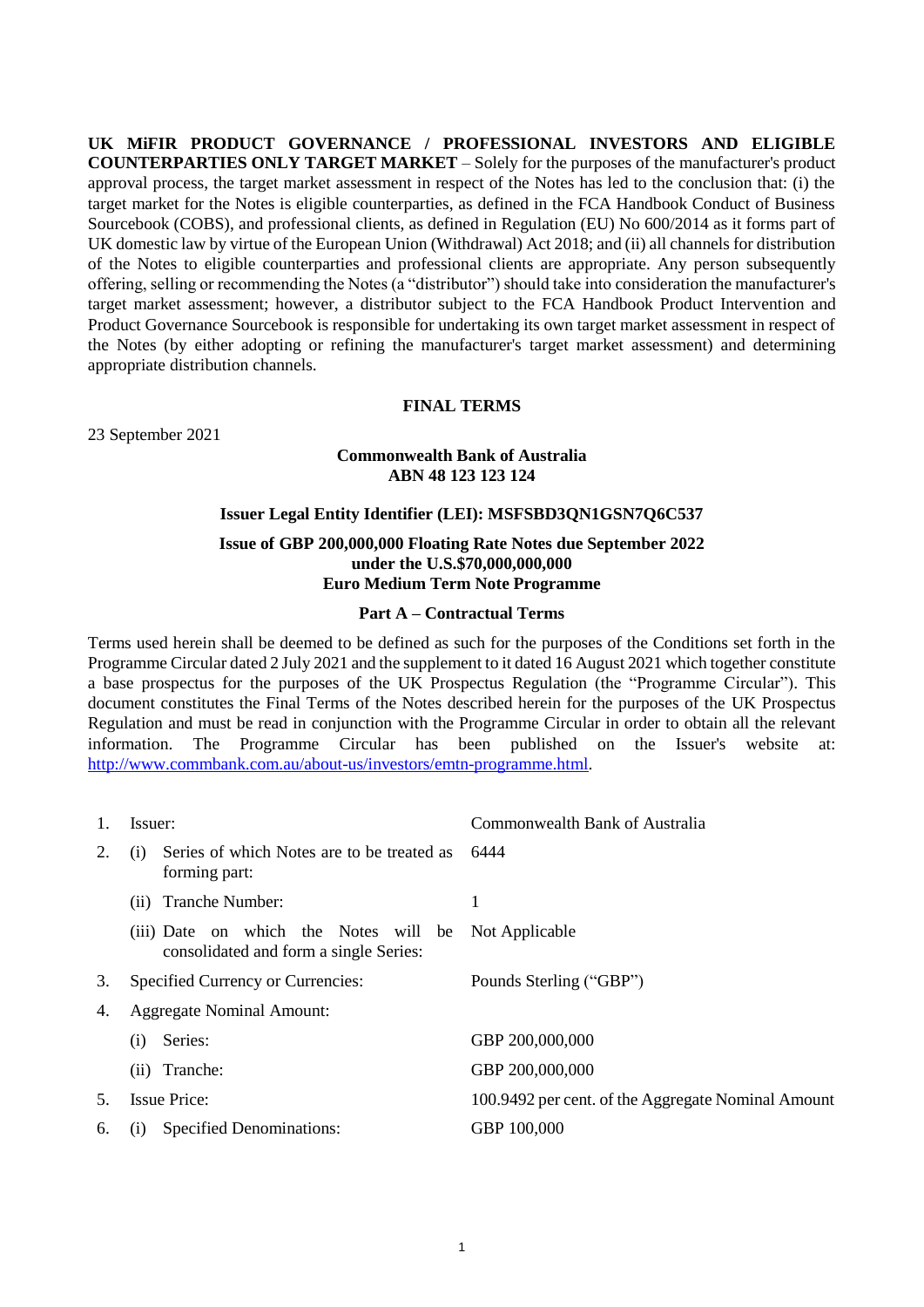**UK MiFIR PRODUCT GOVERNANCE / PROFESSIONAL INVESTORS AND ELIGIBLE COUNTERPARTIES ONLY TARGET MARKET** – Solely for the purposes of the manufacturer's product approval process, the target market assessment in respect of the Notes has led to the conclusion that: (i) the target market for the Notes is eligible counterparties, as defined in the FCA Handbook Conduct of Business Sourcebook (COBS), and professional clients, as defined in Regulation (EU) No 600/2014 as it forms part of UK domestic law by virtue of the European Union (Withdrawal) Act 2018; and (ii) all channels for distribution of the Notes to eligible counterparties and professional clients are appropriate. Any person subsequently offering, selling or recommending the Notes (a "distributor") should take into consideration the manufacturer's target market assessment; however, a distributor subject to the FCA Handbook Product Intervention and Product Governance Sourcebook is responsible for undertaking its own target market assessment in respect of the Notes (by either adopting or refining the manufacturer's target market assessment) and determining appropriate distribution channels.

# FINAL TERMS

23 September 2021

**Commonwealth Bank of Australia**
**ABN 48 123 123 124**

**Issuer Legal Entity Identifier (LEI): MSFSBD3QN1GSN7Q6C537**

**Issue of GBP 200,000,000 Floating Rate Notes due September 2022**
**under the U.S.$70,000,000,000**
**Euro Medium Term Note Programme**

## Part A – Contractual Terms

Terms used herein shall be deemed to be defined as such for the purposes of the Conditions set forth in the Programme Circular dated 2 July 2021 and the supplement to it dated 16 August 2021 which together constitute a base prospectus for the purposes of the UK Prospectus Regulation (the "Programme Circular"). This document constitutes the Final Terms of the Notes described herein for the purposes of the UK Prospectus Regulation and must be read in conjunction with the Programme Circular in order to obtain all the relevant information. The Programme Circular has been published on the Issuer's website at: http://www.commbank.com.au/about-us/investors/emtn-programme.html.

| | | |
|---|---|---|
| 1. | Issuer: | Commonwealth Bank of Australia |
| 2. | (i) Series of which Notes are to be treated as forming part: | 6444 |
| | (ii) Tranche Number: | 1 |
| | (iii) Date on which the Notes will be consolidated and form a single Series: | Not Applicable |
| 3. | Specified Currency or Currencies: | Pounds Sterling ("GBP") |
| 4. | Aggregate Nominal Amount: | |
| | (i) Series: | GBP 200,000,000 |
| | (ii) Tranche: | GBP 200,000,000 |
| 5. | Issue Price: | 100.9492 per cent. of the Aggregate Nominal Amount |
| 6. | (i) Specified Denominations: | GBP 100,000 |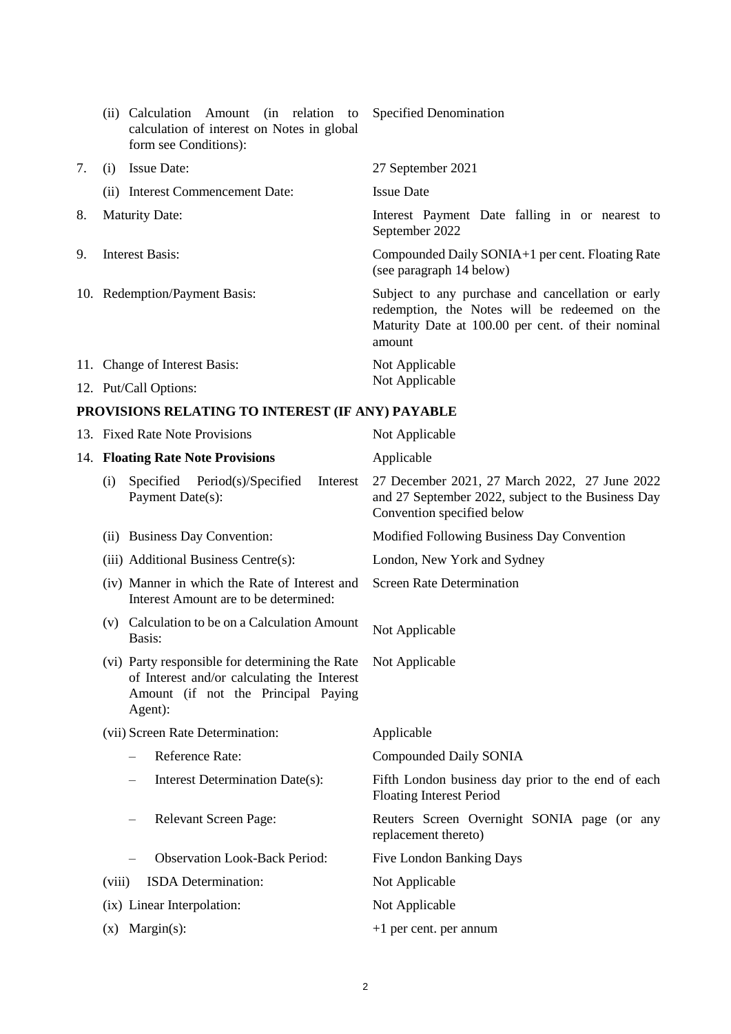| | |
|---|---|
| (ii) Calculation Amount (in relation to calculation of interest on Notes in global form see Conditions): | Specified Denomination |
| 7. (i) Issue Date: | 27 September 2021 |
| (ii) Interest Commencement Date: | Issue Date |
| 8. Maturity Date: | Interest Payment Date falling in or nearest to September 2022 |
| 9. Interest Basis: | Compounded Daily SONIA+1 per cent. Floating Rate (see paragraph 14 below) |
| 10. Redemption/Payment Basis: | Subject to any purchase and cancellation or early redemption, the Notes will be redeemed on the Maturity Date at 100.00 per cent. of their nominal amount |
| 11. Change of Interest Basis: | Not Applicable |
| 12. Put/Call Options: | Not Applicable |

**PROVISIONS RELATING TO INTEREST (IF ANY) PAYABLE**

| | |
|---|---|
| 13. Fixed Rate Note Provisions | Not Applicable |
| 14. **Floating Rate Note Provisions** | Applicable |
| (i) Specified Period(s)/Specified Interest Payment Date(s): | 27 December 2021, 27 March 2022, 27 June 2022 and 27 September 2022, subject to the Business Day Convention specified below |
| (ii) Business Day Convention: | Modified Following Business Day Convention |
| (iii) Additional Business Centre(s): | London, New York and Sydney |
| (iv) Manner in which the Rate of Interest and Interest Amount are to be determined: | Screen Rate Determination |
| (v) Calculation to be on a Calculation Amount Basis: | Not Applicable |
| (vi) Party responsible for determining the Rate of Interest and/or calculating the Interest Amount (if not the Principal Paying Agent): | Not Applicable |
| (vii) Screen Rate Determination: | Applicable |
| – Reference Rate: | Compounded Daily SONIA |
| – Interest Determination Date(s): | Fifth London business day prior to the end of each Floating Interest Period |
| – Relevant Screen Page: | Reuters Screen Overnight SONIA page (or any replacement thereto) |
| – Observation Look-Back Period: | Five London Banking Days |
| (viii) ISDA Determination: | Not Applicable |
| (ix) Linear Interpolation: | Not Applicable |
| (x) Margin(s): | +1 per cent. per annum |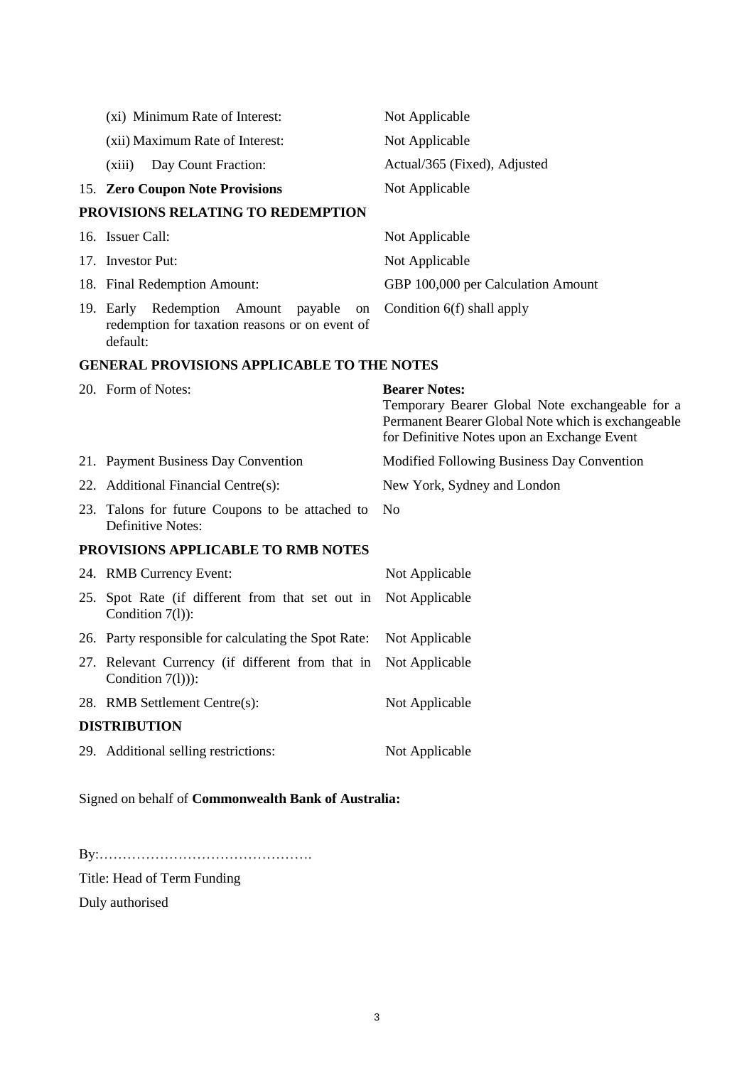| | |
|---|---|
| (xi) Minimum Rate of Interest: | Not Applicable |
| (xii) Maximum Rate of Interest: | Not Applicable |
| (xiii) Day Count Fraction: | Actual/365 (Fixed), Adjusted |
| 15. **Zero Coupon Note Provisions** | Not Applicable |

**PROVISIONS RELATING TO REDEMPTION**

| | |
|---|---|
| 16. Issuer Call: | Not Applicable |
| 17. Investor Put: | Not Applicable |
| 18. Final Redemption Amount: | GBP 100,000 per Calculation Amount |
| 19. Early Redemption Amount payable on redemption for taxation reasons or on event of default: | Condition 6(f) shall apply |

**GENERAL PROVISIONS APPLICABLE TO THE NOTES**

| | |
|---|---|
| 20. Form of Notes: | **Bearer Notes:** Temporary Bearer Global Note exchangeable for a Permanent Bearer Global Note which is exchangeable for Definitive Notes upon an Exchange Event |
| 21. Payment Business Day Convention | Modified Following Business Day Convention |
| 22. Additional Financial Centre(s): | New York, Sydney and London |
| 23. Talons for future Coupons to be attached to Definitive Notes: | No |

**PROVISIONS APPLICABLE TO RMB NOTES**

| | |
|---|---|
| 24. RMB Currency Event: | Not Applicable |
| 25. Spot Rate (if different from that set out in Condition 7(l)): | Not Applicable |
| 26. Party responsible for calculating the Spot Rate: | Not Applicable |
| 27. Relevant Currency (if different from that in Condition 7(l))): | Not Applicable |
| 28. RMB Settlement Centre(s): | Not Applicable |

**DISTRIBUTION**

| | |
|---|---|
| 29. Additional selling restrictions: | Not Applicable |

Signed on behalf of **Commonwealth Bank of Australia:**

By:……………………………………….

Title: Head of Term Funding

Duly authorised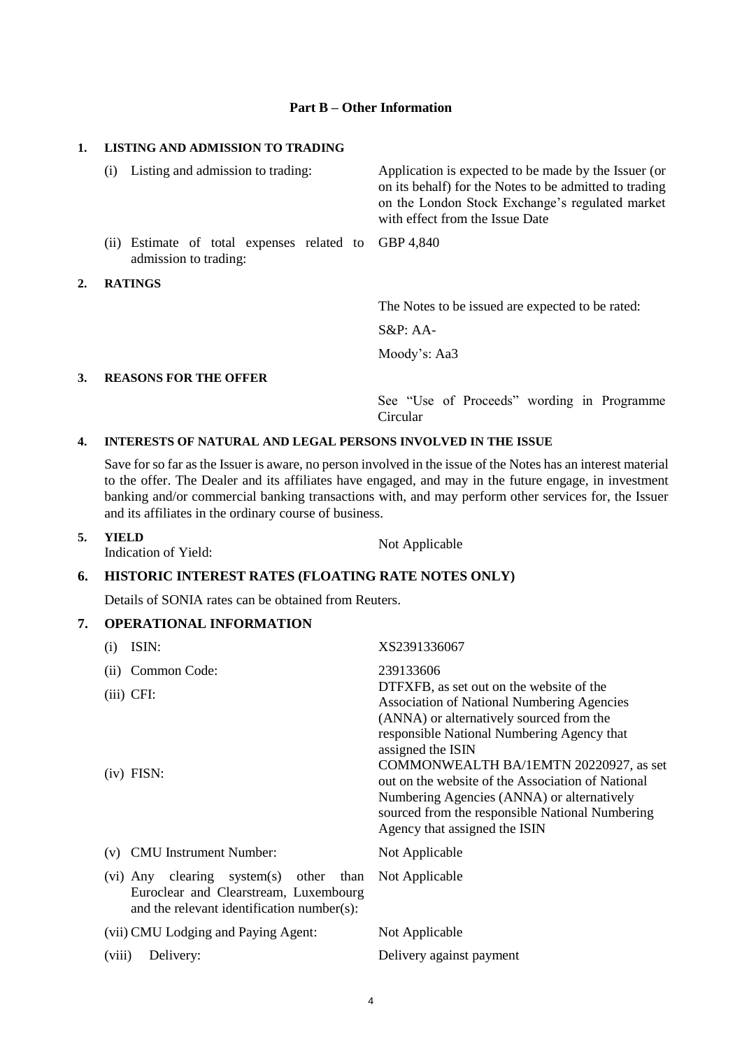## Part B – Other Information

### 1. LISTING AND ADMISSION TO TRADING

| | |
|---|---|
| (i) Listing and admission to trading: | Application is expected to be made by the Issuer (or on its behalf) for the Notes to be admitted to trading on the London Stock Exchange's regulated market with effect from the Issue Date |
| (ii) Estimate of total expenses related to admission to trading: | GBP 4,840 |

### 2. RATINGS

The Notes to be issued are expected to be rated:

S&P: AA-

Moody's: Aa3

### 3. REASONS FOR THE OFFER

See "Use of Proceeds" wording in Programme Circular

### 4. INTERESTS OF NATURAL AND LEGAL PERSONS INVOLVED IN THE ISSUE

Save for so far as the Issuer is aware, no person involved in the issue of the Notes has an interest material to the offer. The Dealer and its affiliates have engaged, and may in the future engage, in investment banking and/or commercial banking transactions with, and may perform other services for, the Issuer and its affiliates in the ordinary course of business.

### 5. YIELD

| | |
|---|---|
| Indication of Yield: | Not Applicable |

### 6. HISTORIC INTEREST RATES (FLOATING RATE NOTES ONLY)

Details of SONIA rates can be obtained from Reuters.

### 7. OPERATIONAL INFORMATION

| | |
|---|---|
| (i) ISIN: | XS2391336067 |
| (ii) Common Code: | 239133606 |
| (iii) CFI: | DTFXFB, as set out on the website of the Association of National Numbering Agencies (ANNA) or alternatively sourced from the responsible National Numbering Agency that assigned the ISIN |
| (iv) FISN: | COMMONWEALTH BA/1EMTN 20220927, as set out on the website of the Association of National Numbering Agencies (ANNA) or alternatively sourced from the responsible National Numbering Agency that assigned the ISIN |
| (v) CMU Instrument Number: | Not Applicable |
| (vi) Any clearing system(s) other than Euroclear and Clearstream, Luxembourg and the relevant identification number(s): | Not Applicable |
| (vii) CMU Lodging and Paying Agent: | Not Applicable |
| (viii) Delivery: | Delivery against payment |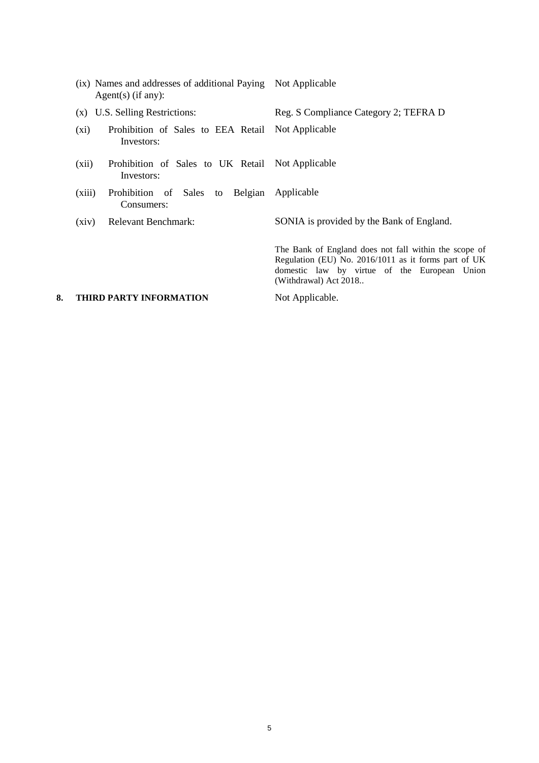| | |
|---|---|
| (ix) Names and addresses of additional Paying Agent(s) (if any): | Not Applicable |
| (x) U.S. Selling Restrictions: | Reg. S Compliance Category 2; TEFRA D |
| (xi) Prohibition of Sales to EEA Retail Investors: | Not Applicable |
| (xii) Prohibition of Sales to UK Retail Investors: | Not Applicable |
| (xiii) Prohibition of Sales to Belgian Consumers: | Applicable |
| (xiv) Relevant Benchmark: | SONIA is provided by the Bank of England. The Bank of England does not fall within the scope of Regulation (EU) No. 2016/1011 as it forms part of UK domestic law by virtue of the European Union (Withdrawal) Act 2018.. |

**8. THIRD PARTY INFORMATION** Not Applicable.